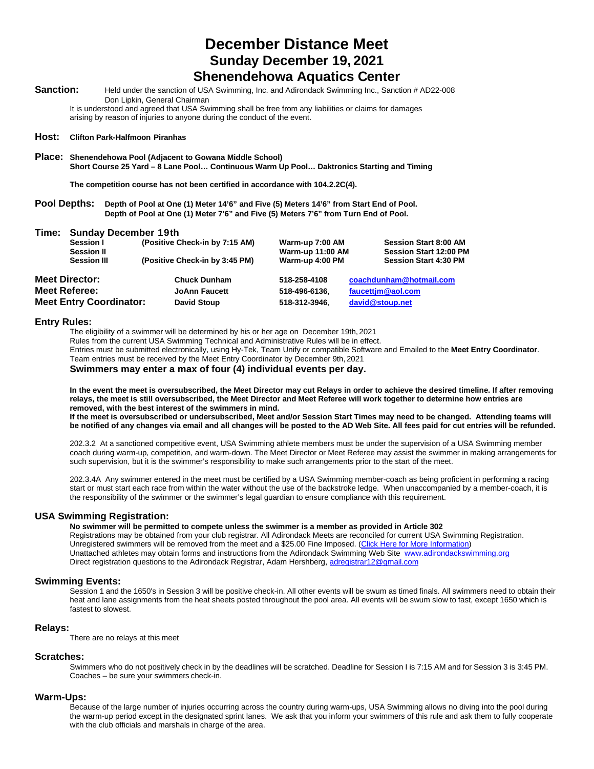# December Distance Meet
## Sunday December 19, 2021
## Shenendehowa Aquatics Center

**Sanction:** Held under the sanction of USA Swimming, Inc. and Adirondack Swimming Inc., Sanction # AD22-008
Don Lipkin, General Chairman
It is understood and agreed that USA Swimming shall be free from any liabilities or claims for damages arising by reason of injuries to anyone during the conduct of the event.

**Host:** **Clifton Park-Halfmoon Piranhas**

**Place:** **Shenendehowa Pool (Adjacent to Gowana Middle School)**
**Short Course 25 Yard – 8 Lane Pool… Continuous Warm Up Pool… Daktronics Starting and Timing**

**The competition course has not been certified in accordance with 104.2.2C(4).**

**Pool Depths:** **Depth of Pool at One (1) Meter 14'6" and Five (5) Meters 14'6" from Start End of Pool.**
**Depth of Pool at One (1) Meter 7'6" and Five (5) Meters 7'6" from Turn End of Pool.**

**Time:** **Sunday December 19th**

| | | | |
|---|---|---|---|
| **Session I** | **(Positive Check-in by 7:15 AM)** | **Warm-up 7:00 AM** | **Session Start 8:00 AM** |
| **Session II** | | **Warm-up 11:00 AM** | **Session Start 12:00 PM** |
| **Session III** | **(Positive Check-in by 3:45 PM)** | **Warm-up 4:00 PM** | **Session Start 4:30 PM** |

| | | | |
|---|---|---|---|
| **Meet Director:** | **Chuck Dunham** | **518-258-4108** | **coachdunham@hotmail.com** |
| **Meet Referee:** | **JoAnn Faucett** | **518-496-6136**, | **faucettjm@aol.com** |
| **Meet Entry Coordinator:** | **David Stoup** | **518-312-3946**, | **david@stoup.net** |

### Entry Rules:

The eligibility of a swimmer will be determined by his or her age on December 19th, 2021
Rules from the current USA Swimming Technical and Administrative Rules will be in effect.
Entries must be submitted electronically, using Hy-Tek, Team Unify or compatible Software and Emailed to the **Meet Entry Coordinator**.
Team entries must be received by the Meet Entry Coordinator by December 9th, 2021

**Swimmers may enter a max of four (4) individual events per day.**

**In the event the meet is oversubscribed, the Meet Director may cut Relays in order to achieve the desired timeline. If after removing relays, the meet is still oversubscribed, the Meet Director and Meet Referee will work together to determine how entries are removed, with the best interest of the swimmers in mind.**
**If the meet is oversubscribed or undersubscribed, Meet and/or Session Start Times may need to be changed. Attending teams will be notified of any changes via email and all changes will be posted to the AD Web Site. All fees paid for cut entries will be refunded.**

202.3.2 At a sanctioned competitive event, USA Swimming athlete members must be under the supervision of a USA Swimming member coach during warm-up, competition, and warm-down. The Meet Director or Meet Referee may assist the swimmer in making arrangements for such supervision, but it is the swimmer's responsibility to make such arrangements prior to the start of the meet.

202.3.4A Any swimmer entered in the meet must be certified by a USA Swimming member-coach as being proficient in performing a racing start or must start each race from within the water without the use of the backstroke ledge. When unaccompanied by a member-coach, it is the responsibility of the swimmer or the swimmer's legal guardian to ensure compliance with this requirement.

### USA Swimming Registration:

**No swimmer will be permitted to compete unless the swimmer is a member as provided in Article 302**
Registrations may be obtained from your club registrar. All Adirondack Meets are reconciled for current USA Swimming Registration.
Unregistered swimmers will be removed from the meet and a $25.00 Fine Imposed. (Click Here for More Information)
Unattached athletes may obtain forms and instructions from the Adirondack Swimming Web Site www.adirondackswimming.org
Direct registration questions to the Adirondack Registrar, Adam Hershberg, adregistrar12@gmail.com

### Swimming Events:

Session 1 and the 1650's in Session 3 will be positive check-in. All other events will be swum as timed finals. All swimmers need to obtain their heat and lane assignments from the heat sheets posted throughout the pool area. All events will be swum slow to fast, except 1650 which is fastest to slowest.

### Relays:

There are no relays at this meet

### Scratches:

Swimmers who do not positively check in by the deadlines will be scratched. Deadline for Session I is 7:15 AM and for Session 3 is 3:45 PM.
Coaches – be sure your swimmers check-in.

### Warm-Ups:

Because of the large number of injuries occurring across the country during warm-ups, USA Swimming allows no diving into the pool during the warm-up period except in the designated sprint lanes. We ask that you inform your swimmers of this rule and ask them to fully cooperate with the club officials and marshals in charge of the area.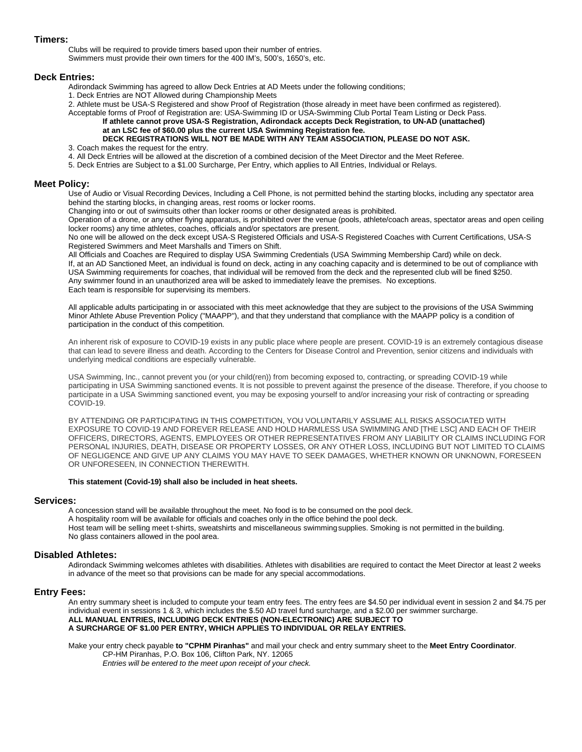## Timers:

Clubs will be required to provide timers based upon their number of entries.
Swimmers must provide their own timers for the 400 IM's, 500's, 1650's, etc.

## Deck Entries:

Adirondack Swimming has agreed to allow Deck Entries at AD Meets under the following conditions;

1. Deck Entries are NOT Allowed during Championship Meets
2. Athlete must be USA-S Registered and show Proof of Registration (those already in meet have been confirmed as registered).
   Acceptable forms of Proof of Registration are: USA-Swimming ID or USA-Swimming Club Portal Team Listing or Deck Pass.
   **If athlete cannot prove USA-S Registration, Adirondack accepts Deck Registration, to UN-AD (unattached) at an LSC fee of $60.00 plus the current USA Swimming Registration fee.**
   **DECK REGISTRATIONS WILL NOT BE MADE WITH ANY TEAM ASSOCIATION, PLEASE DO NOT ASK.**
3. Coach makes the request for the entry.
4. All Deck Entries will be allowed at the discretion of a combined decision of the Meet Director and the Meet Referee.
5. Deck Entries are Subject to a $1.00 Surcharge, Per Entry, which applies to All Entries, Individual or Relays.

## Meet Policy:

Use of Audio or Visual Recording Devices, Including a Cell Phone, is not permitted behind the starting blocks, including any spectator area behind the starting blocks, in changing areas, rest rooms or locker rooms.
Changing into or out of swimsuits other than locker rooms or other designated areas is prohibited.
Operation of a drone, or any other flying apparatus, is prohibited over the venue (pools, athlete/coach areas, spectator areas and open ceiling locker rooms) any time athletes, coaches, officials and/or spectators are present.
No one will be allowed on the deck except USA-S Registered Officials and USA-S Registered Coaches with Current Certifications, USA-S Registered Swimmers and Meet Marshalls and Timers on Shift.
All Officials and Coaches are Required to display USA Swimming Credentials (USA Swimming Membership Card) while on deck.
If, at an AD Sanctioned Meet, an individual is found on deck, acting in any coaching capacity and is determined to be out of compliance with USA Swimming requirements for coaches, that individual will be removed from the deck and the represented club will be fined $250.
Any swimmer found in an unauthorized area will be asked to immediately leave the premises. No exceptions.
Each team is responsible for supervising its members.

All applicable adults participating in or associated with this meet acknowledge that they are subject to the provisions of the USA Swimming Minor Athlete Abuse Prevention Policy ("MAAPP"), and that they understand that compliance with the MAAPP policy is a condition of participation in the conduct of this competition.

An inherent risk of exposure to COVID-19 exists in any public place where people are present. COVID-19 is an extremely contagious disease that can lead to severe illness and death. According to the Centers for Disease Control and Prevention, senior citizens and individuals with underlying medical conditions are especially vulnerable.

USA Swimming, Inc., cannot prevent you (or your child(ren)) from becoming exposed to, contracting, or spreading COVID-19 while participating in USA Swimming sanctioned events. It is not possible to prevent against the presence of the disease. Therefore, if you choose to participate in a USA Swimming sanctioned event, you may be exposing yourself to and/or increasing your risk of contracting or spreading COVID-19.

BY ATTENDING OR PARTICIPATING IN THIS COMPETITION, YOU VOLUNTARILY ASSUME ALL RISKS ASSOCIATED WITH EXPOSURE TO COVID-19 AND FOREVER RELEASE AND HOLD HARMLESS USA SWIMMING AND [THE LSC] AND EACH OF THEIR OFFICERS, DIRECTORS, AGENTS, EMPLOYEES OR OTHER REPRESENTATIVES FROM ANY LIABILITY OR CLAIMS INCLUDING FOR PERSONAL INJURIES, DEATH, DISEASE OR PROPERTY LOSSES, OR ANY OTHER LOSS, INCLUDING BUT NOT LIMITED TO CLAIMS OF NEGLIGENCE AND GIVE UP ANY CLAIMS YOU MAY HAVE TO SEEK DAMAGES, WHETHER KNOWN OR UNKNOWN, FORESEEN OR UNFORESEEN, IN CONNECTION THEREWITH.

**This statement (Covid-19) shall also be included in heat sheets.**

## Services:

A concession stand will be available throughout the meet. No food is to be consumed on the pool deck.
A hospitality room will be available for officials and coaches only in the office behind the pool deck.
Host team will be selling meet t-shirts, sweatshirts and miscellaneous swimming supplies. Smoking is not permitted in the building.
No glass containers allowed in the pool area.

## Disabled Athletes:

Adirondack Swimming welcomes athletes with disabilities. Athletes with disabilities are required to contact the Meet Director at least 2 weeks in advance of the meet so that provisions can be made for any special accommodations.

## Entry Fees:

An entry summary sheet is included to compute your team entry fees. The entry fees are $4.50 per individual event in session 2 and $4.75 per individual event in sessions 1 & 3, which includes the $.50 AD travel fund surcharge, and a $2.00 per swimmer surcharge.
**ALL MANUAL ENTRIES, INCLUDING DECK ENTRIES (NON-ELECTRONIC) ARE SUBJECT TO A SURCHARGE OF $1.00 PER ENTRY, WHICH APPLIES TO INDIVIDUAL OR RELAY ENTRIES.**

Make your entry check payable **to "CPHM Piranhas"** and mail your check and entry summary sheet to the **Meet Entry Coordinator**.
CP-HM Piranhas, P.O. Box 106, Clifton Park, NY. 12065
*Entries will be entered to the meet upon receipt of your check.*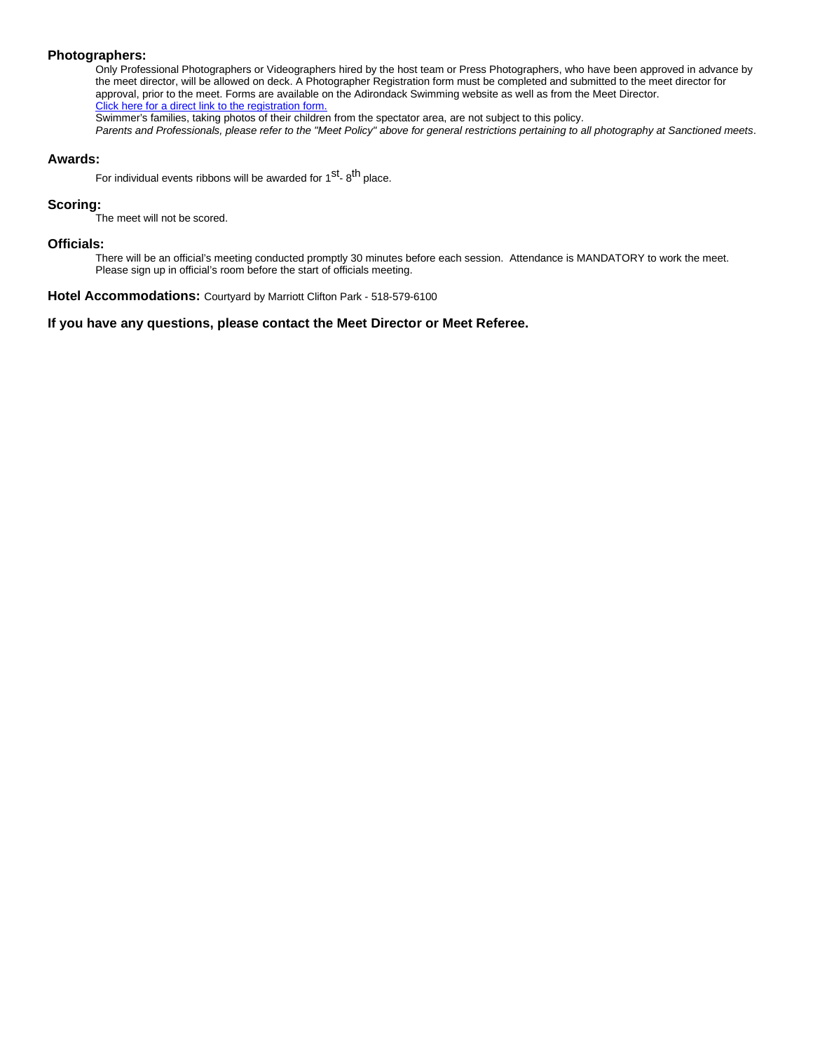## Photographers:

Only Professional Photographers or Videographers hired by the host team or Press Photographers, who have been approved in advance by the meet director, will be allowed on deck. A Photographer Registration form must be completed and submitted to the meet director for approval, prior to the meet. Forms are available on the Adirondack Swimming website as well as from the Meet Director.
Click here for a direct link to the registration form.
Swimmer's families, taking photos of their children from the spectator area, are not subject to this policy.
*Parents and Professionals, please refer to the "Meet Policy" above for general restrictions pertaining to all photography at Sanctioned meets*.

## Awards:

For individual events ribbons will be awarded for 1st - 8th place.

## Scoring:

The meet will not be scored.

## Officials:

There will be an official's meeting conducted promptly 30 minutes before each session. Attendance is MANDATORY to work the meet. Please sign up in official's room before the start of officials meeting.

**Hotel Accommodations:** Courtyard by Marriott Clifton Park - 518-579-6100

**If you have any questions, please contact the Meet Director or Meet Referee.**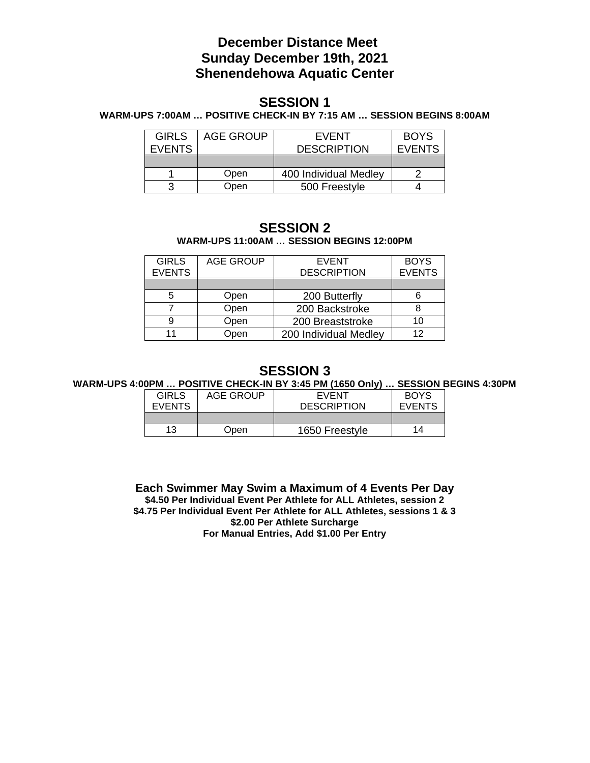# December Distance Meet
# Sunday December 19th, 2021
# Shenendehowa Aquatic Center

## SESSION 1

**WARM-UPS 7:00AM … POSITIVE CHECK-IN BY 7:15 AM … SESSION BEGINS 8:00AM**

| GIRLS EVENTS | AGE GROUP | EVENT DESCRIPTION | BOYS EVENTS |
|---|---|---|---|
| | | | |
| 1 | Open | 400 Individual Medley | 2 |
| 3 | Open | 500 Freestyle | 4 |

## SESSION 2

**WARM-UPS 11:00AM … SESSION BEGINS 12:00PM**

| GIRLS EVENTS | AGE GROUP | EVENT DESCRIPTION | BOYS EVENTS |
|---|---|---|---|
| | | | |
| 5 | Open | 200 Butterfly | 6 |
| 7 | Open | 200 Backstroke | 8 |
| 9 | Open | 200 Breaststroke | 10 |
| 11 | Open | 200 Individual Medley | 12 |

## SESSION 3

**WARM-UPS 4:00PM … POSITIVE CHECK-IN BY 3:45 PM (1650 Only) … SESSION BEGINS 4:30PM**

| GIRLS EVENTS | AGE GROUP | EVENT DESCRIPTION | BOYS EVENTS |
|---|---|---|---|
| | | | |
| 13 | Open | 1650 Freestyle | 14 |

**Each Swimmer May Swim a Maximum of 4 Events Per Day**

**$4.50 Per Individual Event Per Athlete for ALL Athletes, session 2**

**$4.75 Per Individual Event Per Athlete for ALL Athletes, sessions 1 & 3**

**$2.00 Per Athlete Surcharge**

**For Manual Entries, Add $1.00 Per Entry**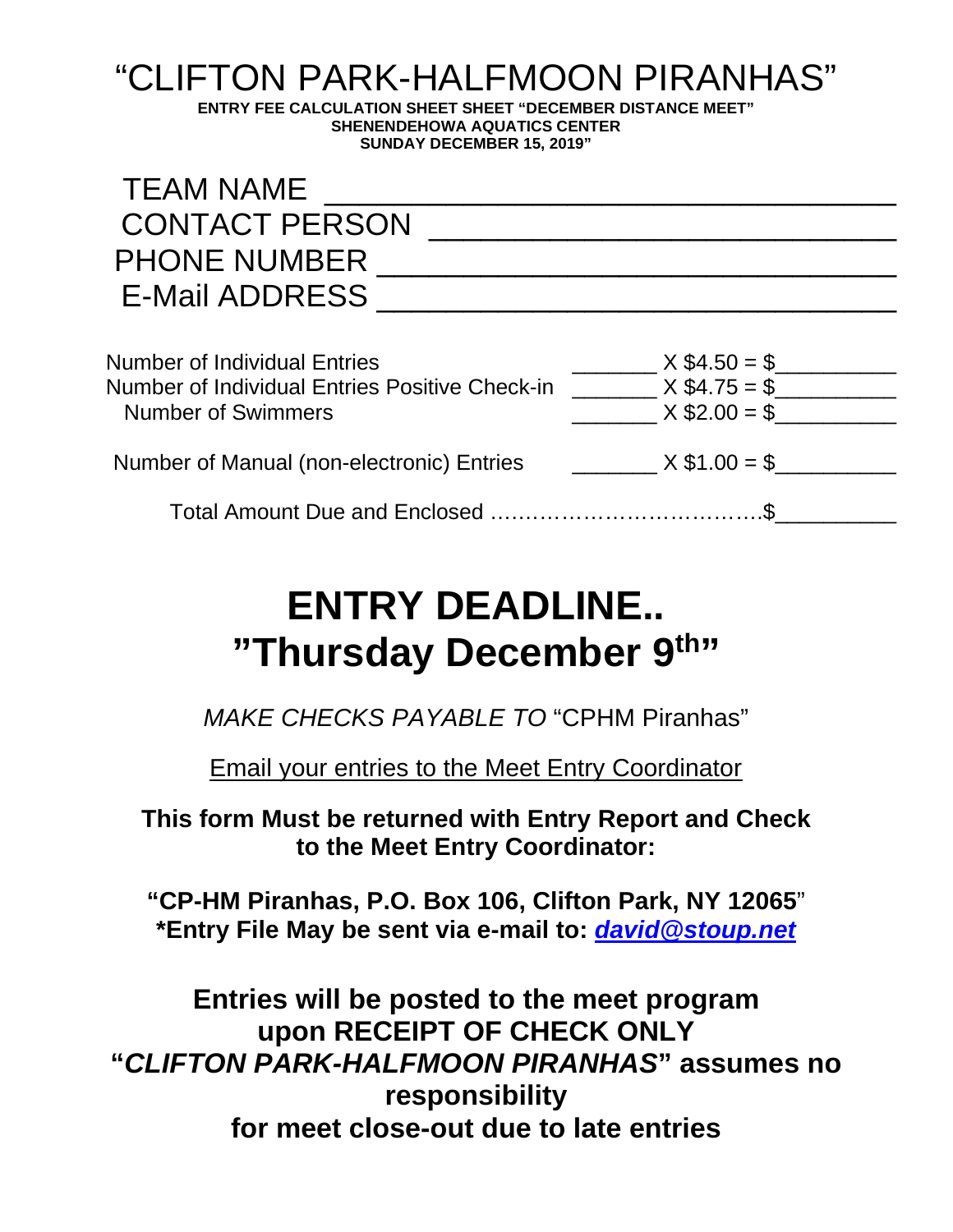# "CLIFTON PARK-HALFMOON PIRANHAS"

**ENTRY FEE CALCULATION SHEET SHEET "DECEMBER DISTANCE MEET"**
**SHENENDEHOWA AQUATICS CENTER**
**SUNDAY DECEMBER 15, 2019"**

TEAM NAME ______________________________

CONTACT PERSON __________________________

PHONE NUMBER ____________________________

E-Mail ADDRESS ___________________________

| | | |
|---|---|---|
| Number of Individual Entries | _______ X $4.50 = $ | __________ |
| Number of Individual Entries Positive Check-in | _______ X $4.75 = $ | __________ |
| Number of Swimmers | _______ X $2.00 = $ | __________ |
| Number of Manual (non-electronic) Entries | _______ X $1.00 = $ | __________ |
| Total Amount Due and Enclosed ………………………………… | $ | __________ |

# ENTRY DEADLINE.. "Thursday December 9th"

*MAKE CHECKS PAYABLE TO* "CPHM Piranhas"

Email your entries to the Meet Entry Coordinator

**This form Must be returned with Entry Report and Check to the Meet Entry Coordinator:**

**"CP-HM Piranhas, P.O. Box 106, Clifton Park, NY 12065"**
**\*Entry File May be sent via e-mail to: *david@stoup.net***

**Entries will be posted to the meet program upon RECEIPT OF CHECK ONLY "*CLIFTON PARK-HALFMOON PIRANHAS*" assumes no responsibility for meet close-out due to late entries**